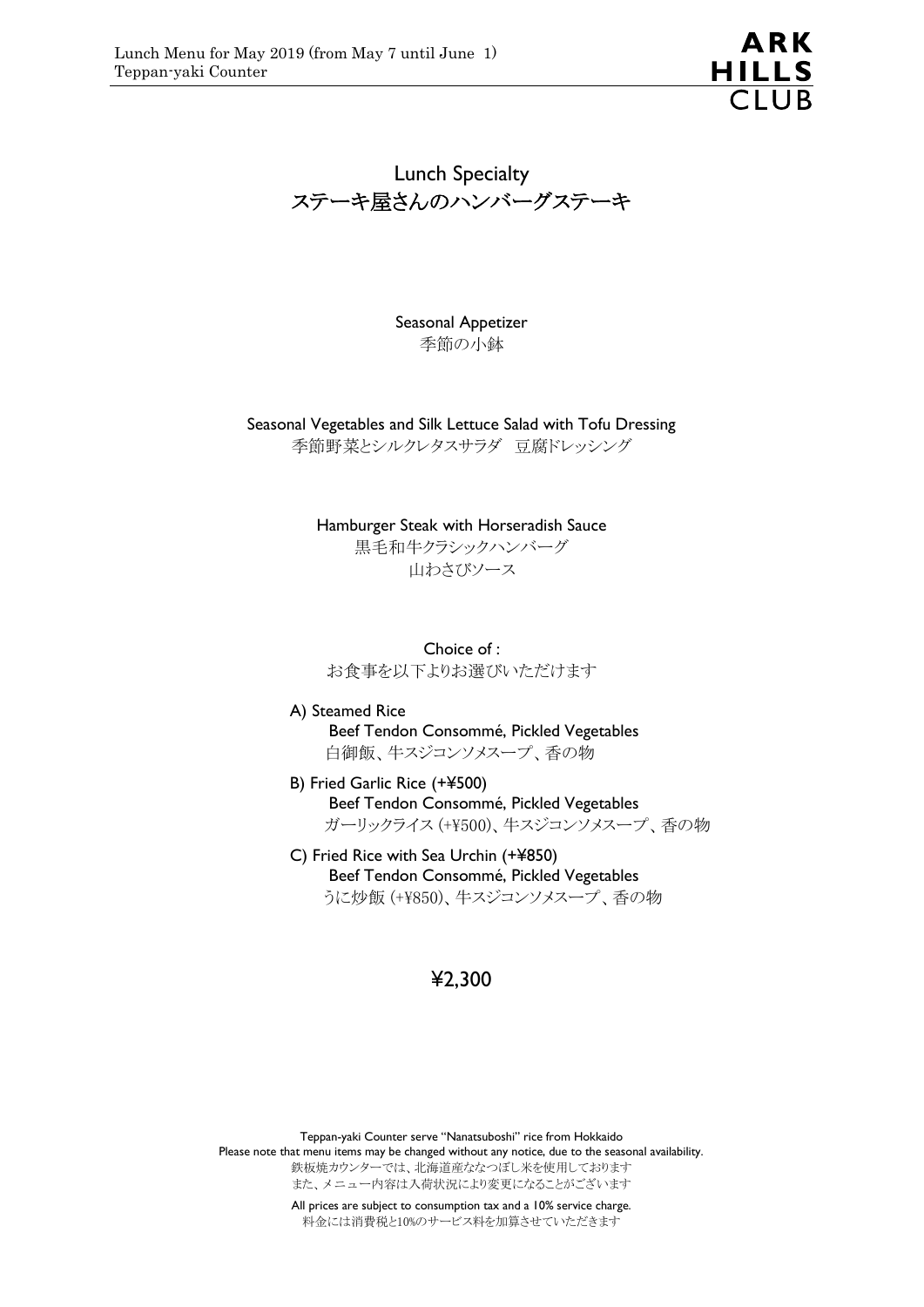Lunch Menu for May 2019 (from May 7 until June 1)
Teppan-yaki Counter

ARK HILLS CLUB

# Lunch Specialty
# ステーキ屋さんのハンバーグステーキ

Seasonal Appetizer
季節の小鉢

Seasonal Vegetables and Silk Lettuce Salad with Tofu Dressing
季節野菜とシルクレタスサラダ　豆腐ドレッシング

Hamburger Steak with Horseradish Sauce
黒毛和牛クラシックハンバーグ
山わさびソース

Choice of :
お食事を以下よりお選びいただけます

A) Steamed Rice
Beef Tendon Consommé, Pickled Vegetables
白御飯、牛スジコンソメスープ、香の物

B) Fried Garlic Rice (+¥500)
Beef Tendon Consommé, Pickled Vegetables
ガーリックライス (+¥500)、牛スジコンソメスープ、香の物

C) Fried Rice with Sea Urchin (+¥850)
Beef Tendon Consommé, Pickled Vegetables
うに炒飯 (+¥850)、牛スジコンソメスープ、香の物

## ¥2,300

Teppan-yaki Counter serve "Nanatsuboshi" rice from Hokkaido
Please note that menu items may be changed without any notice, due to the seasonal availability.
鉄板焼カウンターでは、北海道産ななつぼし米を使用しております
また、メニュー内容は入荷状況により変更になることがございます

All prices are subject to consumption tax and a 10% service charge.
料金には消費税と10%のサービス料を加算させていただきます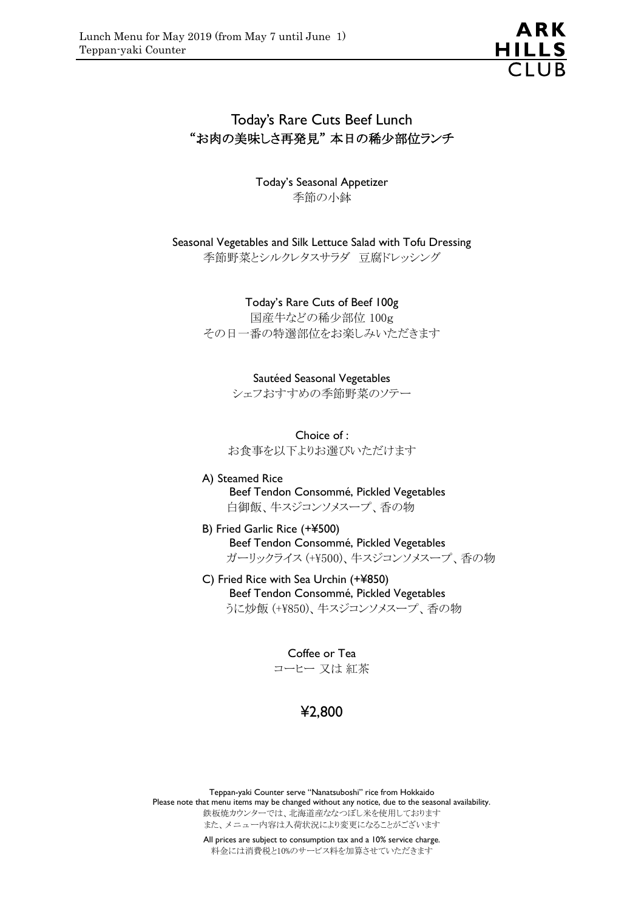Lunch Menu for May 2019 (from May 7 until June 1)
Teppan-yaki Counter

ARK HILLS CLUB

# Today's Rare Cuts Beef Lunch
# "お肉の美味しさ再発見" 本日の稀少部位ランチ

Today's Seasonal Appetizer
季節の小鉢

Seasonal Vegetables and Silk Lettuce Salad with Tofu Dressing
季節野菜とシルクレタスサラダ　豆腐ドレッシング

Today's Rare Cuts of Beef 100g
国産牛などの稀少部位 100g
その日一番の特選部位をお楽しみいただきます

Sautéed Seasonal Vegetables
シェフおすすめの季節野菜のソテー

Choice of :
お食事を以下よりお選びいただけます

A) Steamed Rice
Beef Tendon Consommé, Pickled Vegetables
白御飯、牛スジコンソメスープ、香の物

B) Fried Garlic Rice (+¥500)
Beef Tendon Consommé, Pickled Vegetables
ガーリックライス (+¥500)、牛スジコンソメスープ、香の物

C) Fried Rice with Sea Urchin (+¥850)
Beef Tendon Consommé, Pickled Vegetables
うに炒飯 (+¥850)、牛スジコンソメスープ、香の物

Coffee or Tea
コーヒー 又は 紅茶

**¥2,800**

Teppan-yaki Counter serve "Nanatsuboshi" rice from Hokkaido
Please note that menu items may be changed without any notice, due to the seasonal availability.
鉄板焼カウンターでは、北海道産ななつぼし米を使用しております
また、メニュー内容は入荷状況により変更になることがございます

All prices are subject to consumption tax and a 10% service charge.
料金には消費税と10%のサービス料を加算させていただきます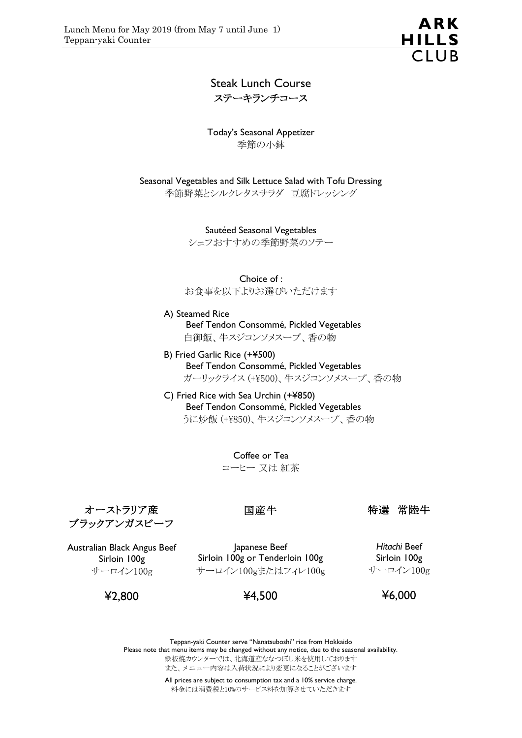Lunch Menu for May 2019 (from May 7 until June 1)
Teppan-yaki Counter

ARK HILLS CLUB

# Steak Lunch Course
# ステーキランチコース

Today's Seasonal Appetizer
季節の小鉢

Seasonal Vegetables and Silk Lettuce Salad with Tofu Dressing
季節野菜とシルクレタスサラダ　豆腐ドレッシング

Sautéed Seasonal Vegetables
シェフおすすめの季節野菜のソテー

Choice of :
お食事を以下よりお選びいただけます

A) Steamed Rice
Beef Tendon Consommé, Pickled Vegetables
白御飯、牛スジコンソメスープ、香の物

B) Fried Garlic Rice (+¥500)
Beef Tendon Consommé, Pickled Vegetables
ガーリックライス (+¥500)、牛スジコンソメスープ、香の物

C) Fried Rice with Sea Urchin (+¥850)
Beef Tendon Consommé, Pickled Vegetables
うに炒飯 (+¥850)、牛スジコンソメスープ、香の物

Coffee or Tea
コーヒー 又は 紅茶

| | | |
|---|---|---|
| **オーストラリア産 ブラックアンガスビーフ** | **国産牛** | **特選　常陸牛** |
| Australian Black Angus Beef<br>Sirloin 100g<br>サーロイン100g | Japanese Beef<br>Sirloin 100g or Tenderloin 100g<br>サーロイン100gまたはフィレ100g | *Hitachi* Beef<br>Sirloin 100g<br>サーロイン100g |
| ¥2,800 | ¥4,500 | ¥6,000 |

Teppan-yaki Counter serve "Nanatsuboshi" rice from Hokkaido
Please note that menu items may be changed without any notice, due to the seasonal availability.
鉄板焼カウンターでは、北海道産ななつぼし米を使用しております
また、メニュー内容は入荷状況により変更になることがございます

All prices are subject to consumption tax and a 10% service charge.
料金には消費税と10%のサービス料を加算させていただきます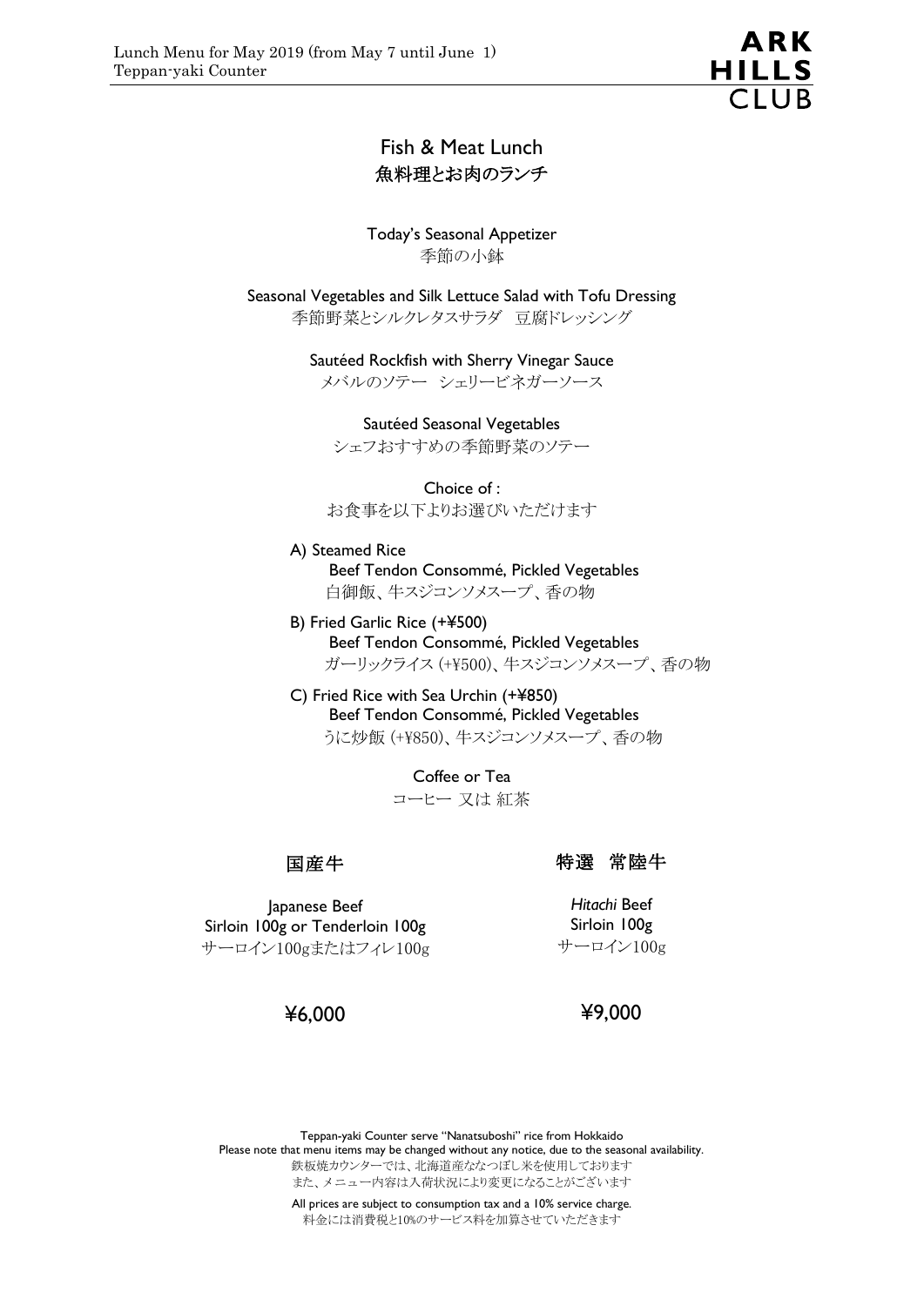Lunch Menu for May 2019 (from May 7 until June 1)
Teppan-yaki Counter

ARK HILLS CLUB

# Fish & Meat Lunch
# 魚料理とお肉のランチ

Today's Seasonal Appetizer
季節の小鉢

Seasonal Vegetables and Silk Lettuce Salad with Tofu Dressing
季節野菜とシルクレタスサラダ　豆腐ドレッシング

Sautéed Rockfish with Sherry Vinegar Sauce
メバルのソテー　シェリービネガーソース

Sautéed Seasonal Vegetables
シェフおすすめの季節野菜のソテー

Choice of :
お食事を以下よりお選びいただけます

A) Steamed Rice
Beef Tendon Consommé, Pickled Vegetables
白御飯、牛スジコンソメスープ、香の物

B) Fried Garlic Rice (+¥500)
Beef Tendon Consommé, Pickled Vegetables
ガーリックライス (+¥500)、牛スジコンソメスープ、香の物

C) Fried Rice with Sea Urchin (+¥850)
Beef Tendon Consommé, Pickled Vegetables
うに炒飯 (+¥850)、牛スジコンソメスープ、香の物

Coffee or Tea
コーヒー 又は 紅茶

## 国産牛

Japanese Beef
Sirloin 100g or Tenderloin 100g
サーロイン100gまたはフィレ100g

¥6,000

## 特選　常陸牛

*Hitachi* Beef
Sirloin 100g
サーロイン100g

¥9,000

Teppan-yaki Counter serve "Nanatsuboshi" rice from Hokkaido
Please note that menu items may be changed without any notice, due to the seasonal availability.
鉄板焼カウンターでは、北海道産ななつぼし米を使用しております
また、メニュー内容は入荷状況により変更になることがございます

All prices are subject to consumption tax and a 10% service charge.
料金には消費税と10%のサービス料を加算させていただきます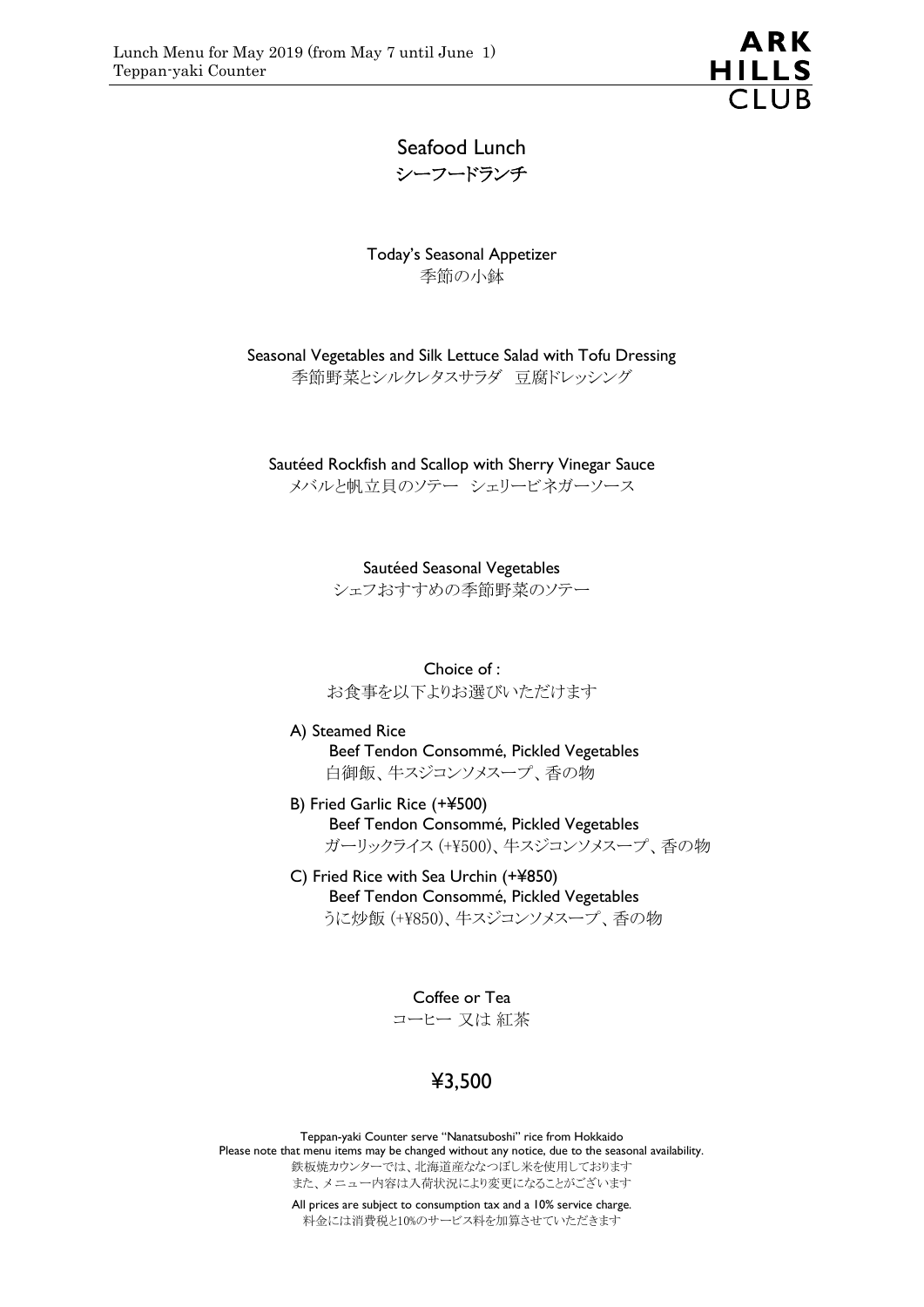# Seafood Lunch
# シーフードランチ

Today's Seasonal Appetizer
季節の小鉢

Seasonal Vegetables and Silk Lettuce Salad with Tofu Dressing
季節野菜とシルクレタスサラダ　豆腐ドレッシング

Sautéed Rockfish and Scallop with Sherry Vinegar Sauce
メバルと帆立貝のソテー　シェリービネガーソース

Sautéed Seasonal Vegetables
シェフおすすめの季節野菜のソテー

Choice of :
お食事を以下よりお選びいただけます

A) Steamed Rice
Beef Tendon Consommé, Pickled Vegetables
白御飯、牛スジコンソメスープ、香の物

B) Fried Garlic Rice (+¥500)
Beef Tendon Consommé, Pickled Vegetables
ガーリックライス (+¥500)、牛スジコンソメスープ、香の物

C) Fried Rice with Sea Urchin (+¥850)
Beef Tendon Consommé, Pickled Vegetables
うに炒飯 (+¥850)、牛スジコンソメスープ、香の物

Coffee or Tea
コーヒー 又は 紅茶

## ¥3,500

Teppan-yaki Counter serve "Nanatsuboshi" rice from Hokkaido
Please note that menu items may be changed without any notice, due to the seasonal availability.
鉄板焼カウンターでは、北海道産ななつぼし米を使用しております
また、メニュー内容は入荷状況により変更になることがございます

All prices are subject to consumption tax and a 10% service charge.
料金には消費税と10%のサービス料を加算させていただきます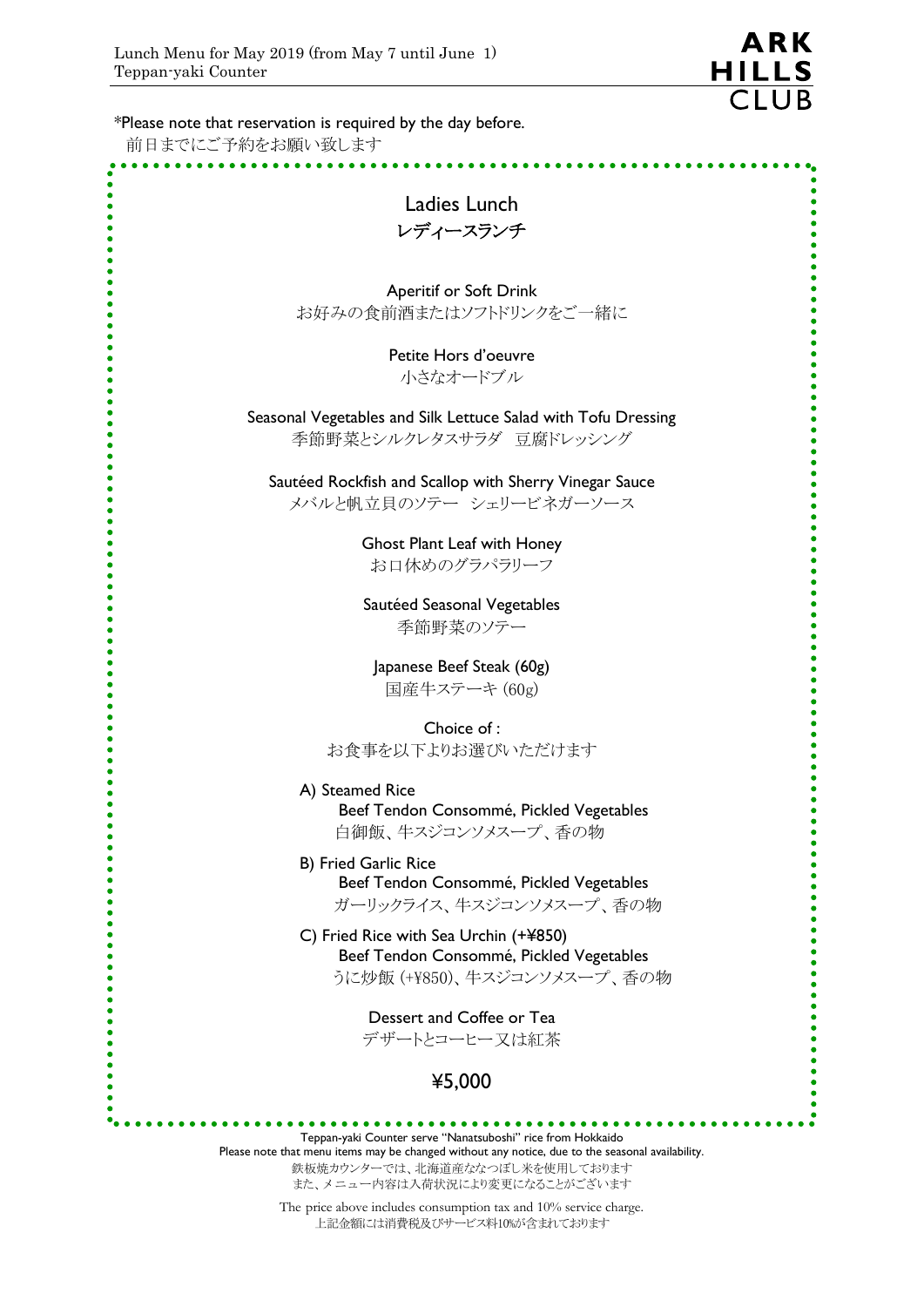Lunch Menu for May 2019 (from May 7 until June 1)
Teppan-yaki Counter

ARK HILLS CLUB

*Please note that reservation is required by the day before.
前日までにご予約をお願い致します

## Ladies Lunch
## レディースランチ

Aperitif or Soft Drink
お好みの食前酒またはソフトドリンクをご一緒に

Petite Hors d'oeuvre
小さなオードブル

Seasonal Vegetables and Silk Lettuce Salad with Tofu Dressing
季節野菜とシルクレタスサラダ　豆腐ドレッシング

Sautéed Rockfish and Scallop with Sherry Vinegar Sauce
メバルと帆立貝のソテー　シェリービネガーソース

Ghost Plant Leaf with Honey
お口休めのグラパラリーフ

Sautéed Seasonal Vegetables
季節野菜のソテー

Japanese Beef Steak (60g)
国産牛ステーキ (60g)

Choice of :
お食事を以下よりお選びいただけます

A) Steamed Rice
Beef Tendon Consommé, Pickled Vegetables
白御飯、牛スジコンソメスープ、香の物

B) Fried Garlic Rice
Beef Tendon Consommé, Pickled Vegetables
ガーリックライス、牛スジコンソメスープ、香の物

C) Fried Rice with Sea Urchin (+¥850)
Beef Tendon Consommé, Pickled Vegetables
うに炒飯 (+¥850)、牛スジコンソメスープ、香の物

Dessert and Coffee or Tea
デザートとコーヒー又は紅茶

**¥5,000**

Teppan-yaki Counter serve "Nanatsuboshi" rice from Hokkaido
Please note that menu items may be changed without any notice, due to the seasonal availability.
鉄板焼カウンターでは、北海道産ななつぼし米を使用しております
また、メニュー内容は入荷状況により変更になることがございます

The price above includes consumption tax and 10% service charge.
上記金額には消費税及びサービス料10%が含まれております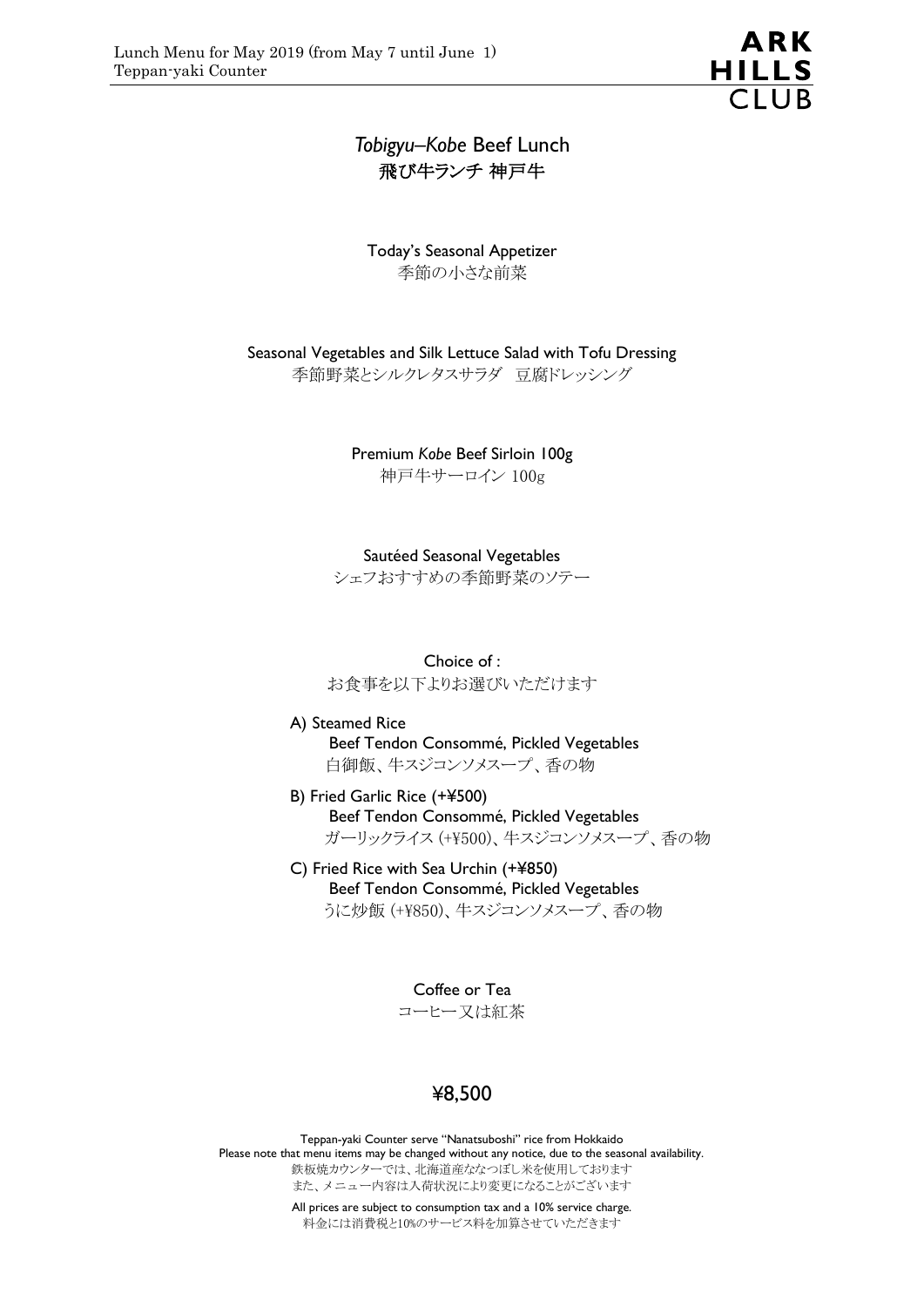Lunch Menu for May 2019 (from May 7 until June 1)
Teppan-yaki Counter

ARK HILLS CLUB

# *Tobigyu–Kobe* Beef Lunch
# 飛び牛ランチ 神戸牛

Today's Seasonal Appetizer
季節の小さな前菜

Seasonal Vegetables and Silk Lettuce Salad with Tofu Dressing
季節野菜とシルクレタスサラダ　豆腐ドレッシング

Premium *Kobe* Beef Sirloin 100g
神戸牛サーロイン 100g

Sautéed Seasonal Vegetables
シェフおすすめの季節野菜のソテー

Choice of :
お食事を以下よりお選びいただけます

A) Steamed Rice
Beef Tendon Consommé, Pickled Vegetables
白御飯、牛スジコンソメスープ、香の物

B) Fried Garlic Rice (+¥500)
Beef Tendon Consommé, Pickled Vegetables
ガーリックライス (+¥500)、牛スジコンソメスープ、香の物

C) Fried Rice with Sea Urchin (+¥850)
Beef Tendon Consommé, Pickled Vegetables
うに炒飯 (+¥850)、牛スジコンソメスープ、香の物

Coffee or Tea
コーヒー又は紅茶

## ¥8,500

Teppan-yaki Counter serve "Nanatsuboshi" rice from Hokkaido
Please note that menu items may be changed without any notice, due to the seasonal availability.
鉄板焼カウンターでは、北海道産ななつぼし米を使用しております
また、メニュー内容は入荷状況により変更になることがございます

All prices are subject to consumption tax and a 10% service charge.
料金には消費税と10%のサービス料を加算させていただきます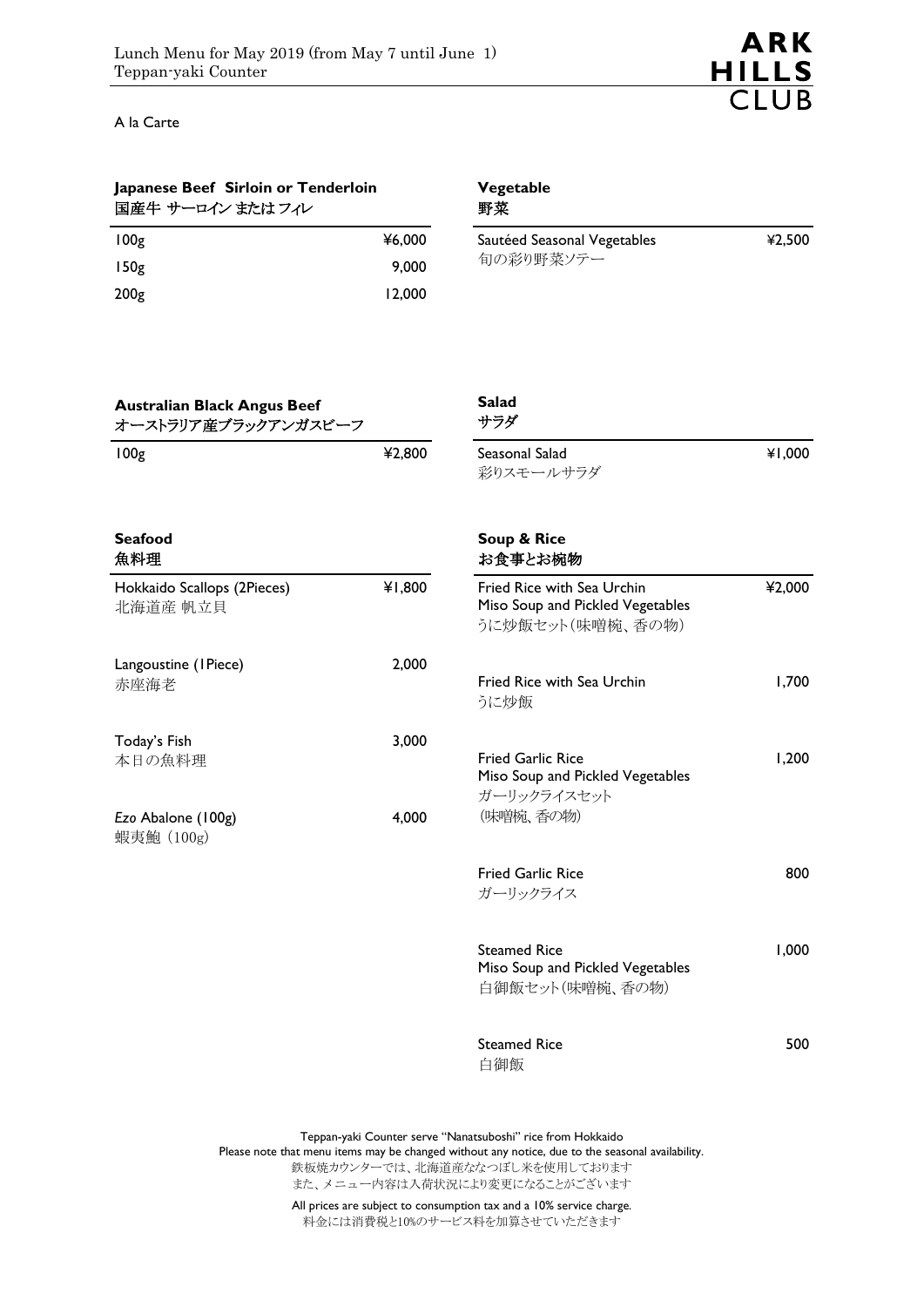Lunch Menu for May 2019 (from May 7 until June 1)
Teppan-yaki Counter

ARK HILLS CLUB

A la Carte

### Japanese Beef Sirloin or Tenderloin
### 国産牛 サーロイン または フィレ

| | |
|---|---|
| 100g | ¥6,000 |
| 150g | 9,000 |
| 200g | 12,000 |

### Australian Black Angus Beef
### オーストラリア産ブラックアンガスビーフ

| | |
|---|---|
| 100g | ¥2,800 |

### Seafood
### 魚料理

| | |
|---|---|
| Hokkaido Scallops (2Pieces)<br>北海道産 帆立貝 | ¥1,800 |
| Langoustine (1Piece)<br>赤座海老 | 2,000 |
| Today's Fish<br>本日の魚料理 | 3,000 |
| *Ezo* Abalone (100g)<br>蝦夷鮑（100g） | 4,000 |

### Vegetable
### 野菜

| | |
|---|---|
| Sautéed Seasonal Vegetables<br>旬の彩り野菜ソテー | ¥2,500 |

### Salad
### サラダ

| | |
|---|---|
| Seasonal Salad<br>彩りスモールサラダ | ¥1,000 |

### Soup & Rice
### お食事とお椀物

| | |
|---|---|
| Fried Rice with Sea Urchin<br>Miso Soup and Pickled Vegetables<br>うに炒飯セット(味噌椀、香の物) | ¥2,000 |
| Fried Rice with Sea Urchin<br>うに炒飯 | 1,700 |
| Fried Garlic Rice<br>Miso Soup and Pickled Vegetables<br>ガーリックライスセット<br>(味噌椀､香の物) | 1,200 |
| Fried Garlic Rice<br>ガーリックライス | 800 |
| Steamed Rice<br>Miso Soup and Pickled Vegetables<br>白御飯セット(味噌椀、香の物) | 1,000 |
| Steamed Rice<br>白御飯 | 500 |

Teppan-yaki Counter serve "Nanatsuboshi" rice from Hokkaido
Please note that menu items may be changed without any notice, due to the seasonal availability.
鉄板焼カウンターでは、北海道産ななつぼし米を使用しております
また、メニュー内容は入荷状況により変更になることがございます

All prices are subject to consumption tax and a 10% service charge.
料金には消費税と10%のサービス料を加算させていただきます